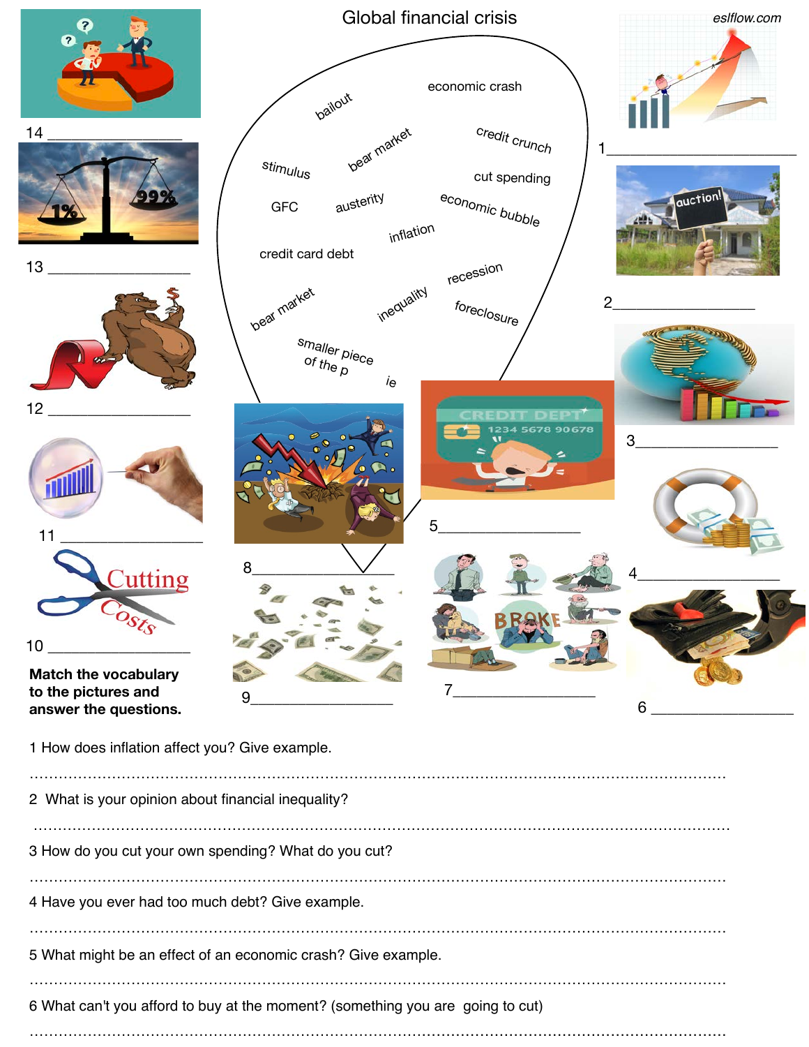# Global financial crisis

eslflow.com

bailout

economic crash

stimulus

bear market

credit crunch

cut spending

GFC

austerity

economic bubble

inflation

credit card debt

recession

bear market

inequality

foreclosure

smaller piece of the p

ie

1 ____________________

2 ____________________

3 ____________________

4 ____________________

5 ____________________

6 ____________________

7 ____________________

8 ____________________

9 ____________________

10 ____________________

11 ____________________

12 ____________________

13 ____________________

14 ____________________

**Match the vocabulary to the pictures and answer the questions.**

1 How does inflation affect you? Give example.

……………………………………………………………………………………………………

2 What is your opinion about financial inequality?

……………………………………………………………………………………………………

3 How do you cut your own spending? What do you cut?

……………………………………………………………………………………………………

4 Have you ever had too much debt? Give example.

……………………………………………………………………………………………………

5 What might be an effect of an economic crash? Give example.

……………………………………………………………………………………………………

6 What can't you afford to buy at the moment? (something you are going to cut)

……………………………………………………………………………………………………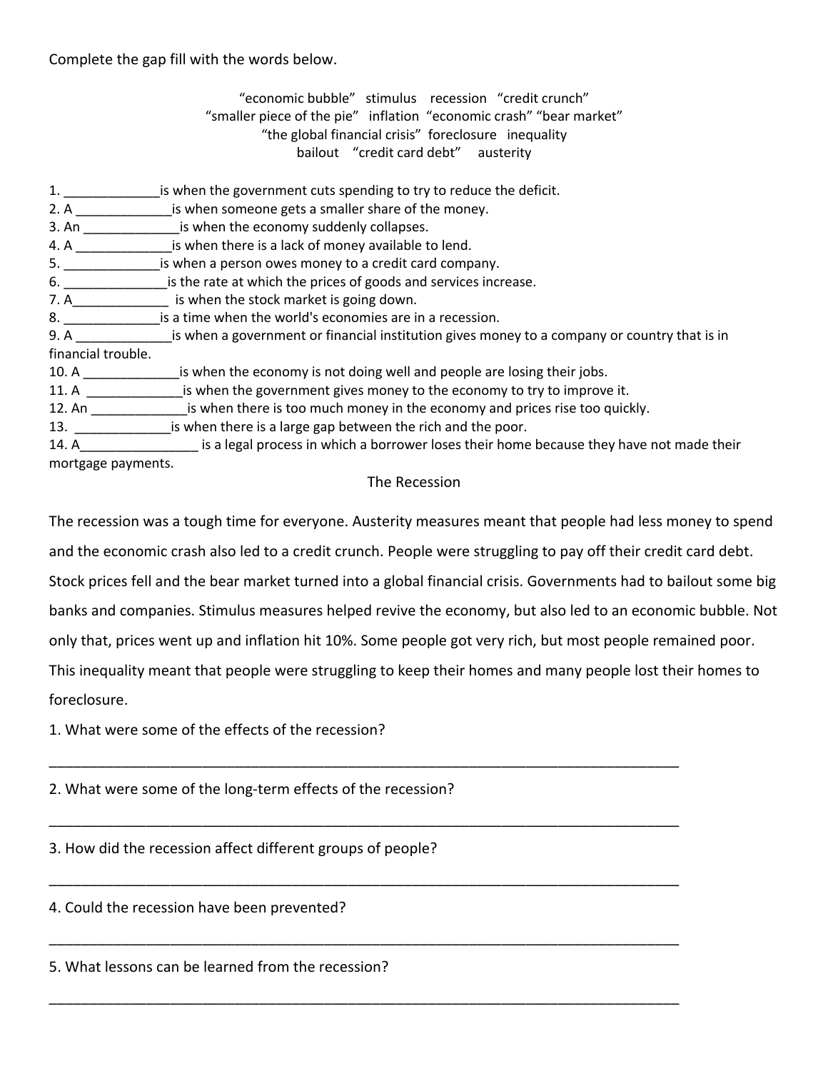Complete the gap fill with the words below.

“economic bubble” stimulus recession “credit crunch”
“smaller piece of the pie” inflation “economic crash” “bear market”
“the global financial crisis” foreclosure inequality
bailout “credit card debt” austerity

1. _____________is when the government cuts spending to try to reduce the deficit.
2. A _____________is when someone gets a smaller share of the money.
3. An _____________is when the economy suddenly collapses.
4. A _____________is when there is a lack of money available to lend.
5. _____________is when a person owes money to a credit card company.
6. ______________is the rate at which the prices of goods and services increase.
7. A_____________ is when the stock market is going down.
8. _____________is a time when the world's economies are in a recession.
9. A _____________is when a government or financial institution gives money to a company or country that is in financial trouble.
10. A _____________is when the economy is not doing well and people are losing their jobs.
11. A _____________is when the government gives money to the economy to try to improve it.
12. An _____________is when there is too much money in the economy and prices rise too quickly.
13. _____________is when there is a large gap between the rich and the poor.
14. A________________ is a legal process in which a borrower loses their home because they have not made their mortgage payments.

## The Recession

The recession was a tough time for everyone. Austerity measures meant that people had less money to spend and the economic crash also led to a credit crunch. People were struggling to pay off their credit card debt. Stock prices fell and the bear market turned into a global financial crisis. Governments had to bailout some big banks and companies. Stimulus measures helped revive the economy, but also led to an economic bubble. Not only that, prices went up and inflation hit 10%. Some people got very rich, but most people remained poor. This inequality meant that people were struggling to keep their homes and many people lost their homes to foreclosure.

1. What were some of the effects of the recession?

________________________________________________________________________________

2. What were some of the long-term effects of the recession?

________________________________________________________________________________

3. How did the recession affect different groups of people?

________________________________________________________________________________

4. Could the recession have been prevented?

________________________________________________________________________________

5. What lessons can be learned from the recession?

________________________________________________________________________________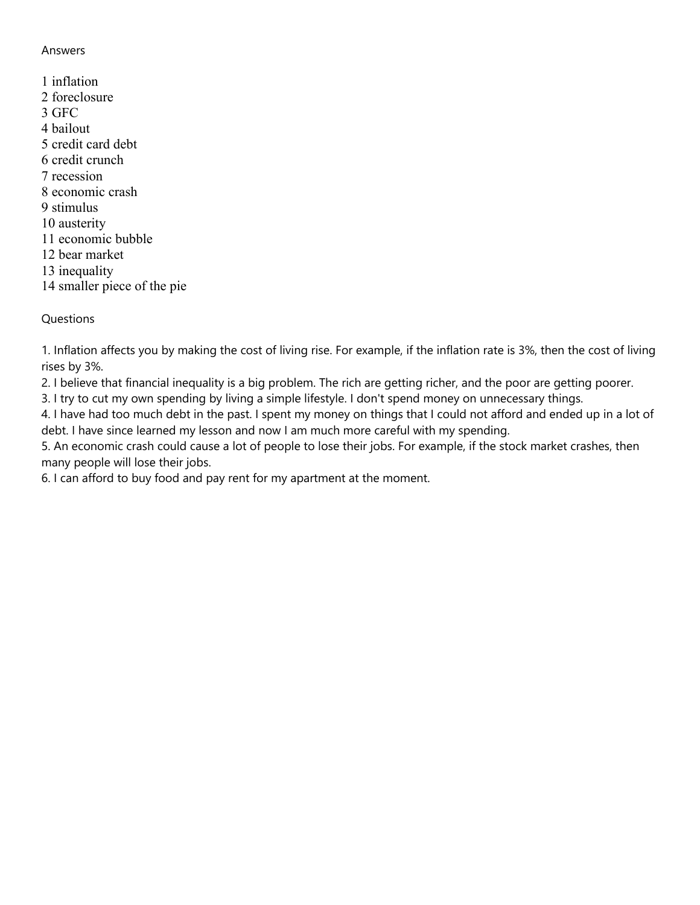Answers

1 inflation
2 foreclosure
3 GFC
4 bailout
5 credit card debt
6 credit crunch
7 recession
8 economic crash
9 stimulus
10 austerity
11 economic bubble
12 bear market
13 inequality
14 smaller piece of the pie

Questions

1. Inflation affects you by making the cost of living rise. For example, if the inflation rate is 3%, then the cost of living rises by 3%.
2. I believe that financial inequality is a big problem. The rich are getting richer, and the poor are getting poorer.
3. I try to cut my own spending by living a simple lifestyle. I don't spend money on unnecessary things.
4. I have had too much debt in the past. I spent my money on things that I could not afford and ended up in a lot of debt. I have since learned my lesson and now I am much more careful with my spending.
5. An economic crash could cause a lot of people to lose their jobs. For example, if the stock market crashes, then many people will lose their jobs.
6. I can afford to buy food and pay rent for my apartment at the moment.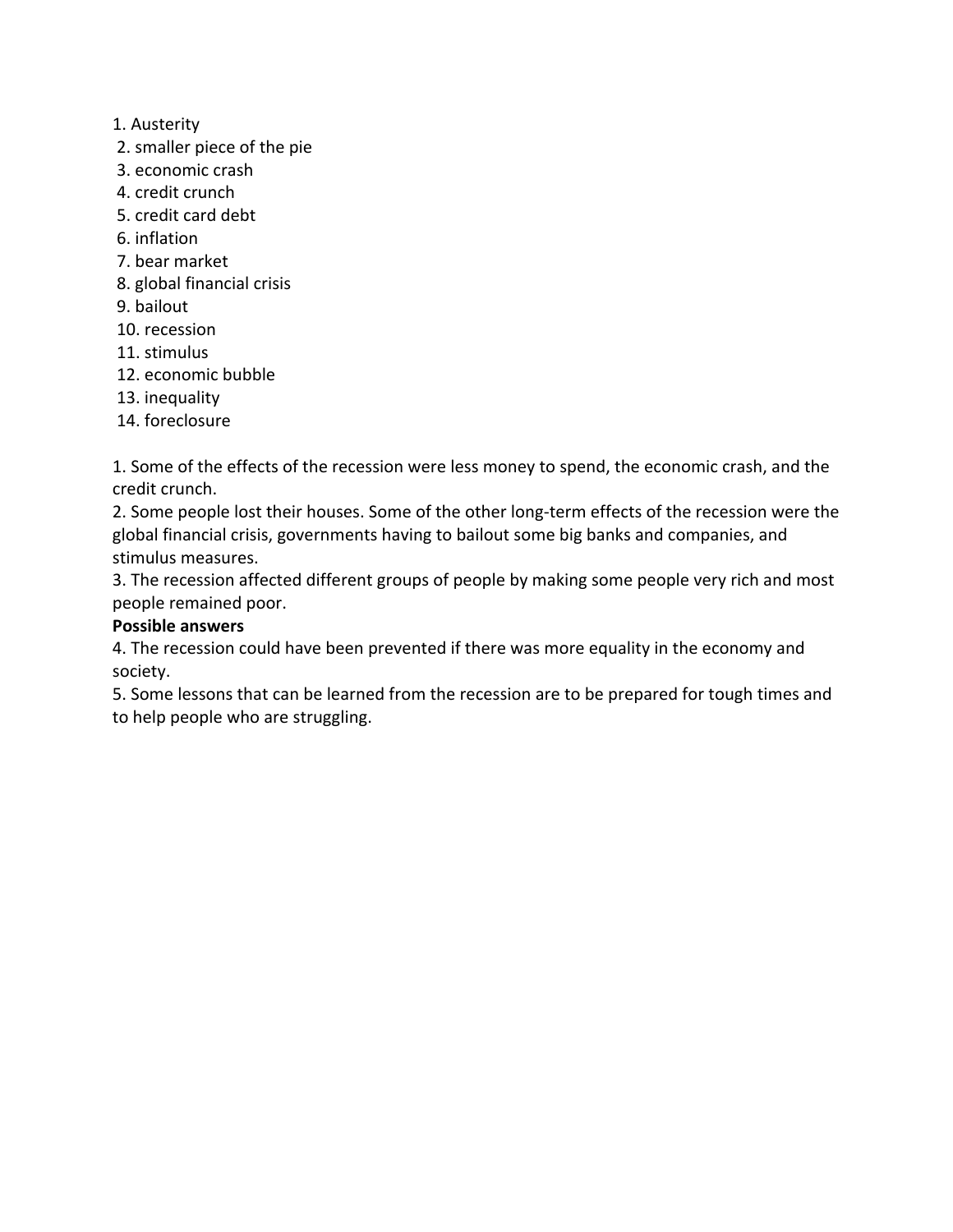1. Austerity
2. smaller piece of the pie
3. economic crash
4. credit crunch
5. credit card debt
6. inflation
7. bear market
8. global financial crisis
9. bailout
10. recession
11. stimulus
12. economic bubble
13. inequality
14. foreclosure

1. Some of the effects of the recession were less money to spend, the economic crash, and the credit crunch.
2. Some people lost their houses. Some of the other long-term effects of the recession were the global financial crisis, governments having to bailout some big banks and companies, and stimulus measures.
3. The recession affected different groups of people by making some people very rich and most people remained poor.

**Possible answers**

4. The recession could have been prevented if there was more equality in the economy and society.
5. Some lessons that can be learned from the recession are to be prepared for tough times and to help people who are struggling.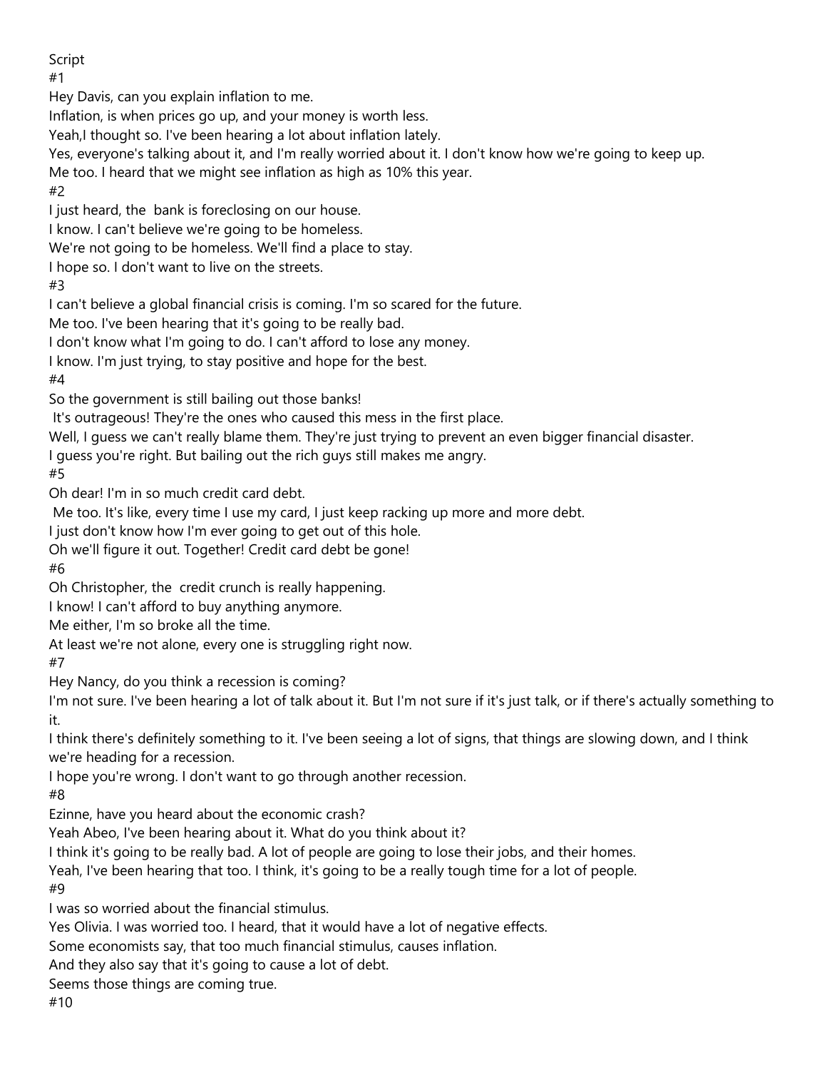Script

#1

Hey Davis, can you explain inflation to me.

Inflation, is when prices go up, and your money is worth less.

Yeah,I thought so. I've been hearing a lot about inflation lately.

Yes, everyone's talking about it, and I'm really worried about it. I don't know how we're going to keep up.

Me too. I heard that we might see inflation as high as 10% this year.

#2

I just heard, the bank is foreclosing on our house.

I know. I can't believe we're going to be homeless.

We're not going to be homeless. We'll find a place to stay.

I hope so. I don't want to live on the streets.

#3

I can't believe a global financial crisis is coming. I'm so scared for the future.

Me too. I've been hearing that it's going to be really bad.

I don't know what I'm going to do. I can't afford to lose any money.

I know. I'm just trying, to stay positive and hope for the best.

#4

So the government is still bailing out those banks!

It's outrageous! They're the ones who caused this mess in the first place.

Well, I guess we can't really blame them. They're just trying to prevent an even bigger financial disaster.

I guess you're right. But bailing out the rich guys still makes me angry.

#5

Oh dear! I'm in so much credit card debt.

Me too. It's like, every time I use my card, I just keep racking up more and more debt.

I just don't know how I'm ever going to get out of this hole.

Oh we'll figure it out. Together! Credit card debt be gone!

#6

Oh Christopher, the credit crunch is really happening.

I know! I can't afford to buy anything anymore.

Me either, I'm so broke all the time.

At least we're not alone, every one is struggling right now.

#7

Hey Nancy, do you think a recession is coming?

I'm not sure. I've been hearing a lot of talk about it. But I'm not sure if it's just talk, or if there's actually something to it.

I think there's definitely something to it. I've been seeing a lot of signs, that things are slowing down, and I think we're heading for a recession.

I hope you're wrong. I don't want to go through another recession.

#8

Ezinne, have you heard about the economic crash?

Yeah Abeo, I've been hearing about it. What do you think about it?

I think it's going to be really bad. A lot of people are going to lose their jobs, and their homes.

Yeah, I've been hearing that too. I think, it's going to be a really tough time for a lot of people.

#9

I was so worried about the financial stimulus.

Yes Olivia. I was worried too. I heard, that it would have a lot of negative effects.

Some economists say, that too much financial stimulus, causes inflation.

And they also say that it's going to cause a lot of debt.

Seems those things are coming true.

#10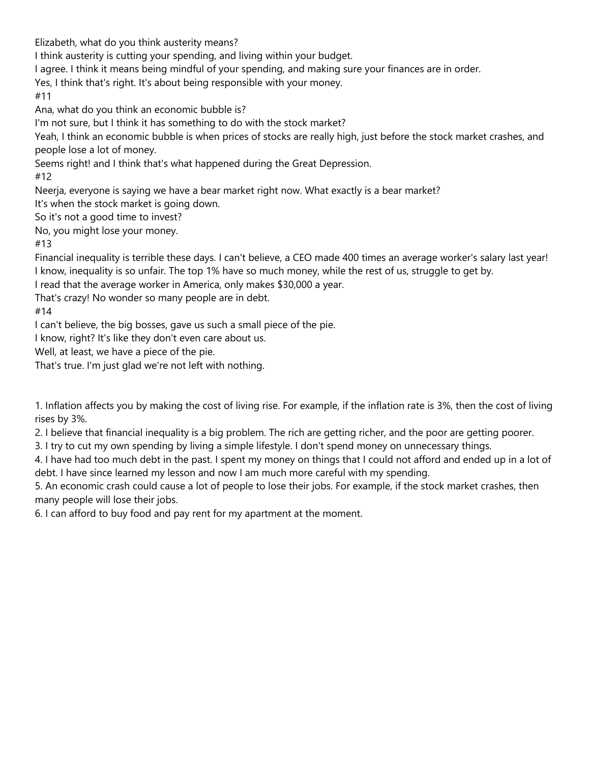Elizabeth, what do you think austerity means?

I think austerity is cutting your spending, and living within your budget.

I agree. I think it means being mindful of your spending, and making sure your finances are in order.

Yes, I think that's right. It's about being responsible with your money.

#11

Ana, what do you think an economic bubble is?

I'm not sure, but I think it has something to do with the stock market?

Yeah, I think an economic bubble is when prices of stocks are really high, just before the stock market crashes, and people lose a lot of money.

Seems right! and I think that's what happened during the Great Depression.

#12

Neerja, everyone is saying we have a bear market right now. What exactly is a bear market?

It's when the stock market is going down.

So it's not a good time to invest?

No, you might lose your money.

#13

Financial inequality is terrible these days. I can't believe, a CEO made 400 times an average worker's salary last year!

I know, inequality is so unfair. The top 1% have so much money, while the rest of us, struggle to get by.

I read that the average worker in America, only makes $30,000 a year.

That's crazy! No wonder so many people are in debt.

#14

I can't believe, the big bosses, gave us such a small piece of the pie.

I know, right? It's like they don't even care about us.

Well, at least, we have a piece of the pie.

That's true. I'm just glad we're not left with nothing.

1. Inflation affects you by making the cost of living rise. For example, if the inflation rate is 3%, then the cost of living rises by 3%.
2. I believe that financial inequality is a big problem. The rich are getting richer, and the poor are getting poorer.
3. I try to cut my own spending by living a simple lifestyle. I don't spend money on unnecessary things.
4. I have had too much debt in the past. I spent my money on things that I could not afford and ended up in a lot of debt. I have since learned my lesson and now I am much more careful with my spending.
5. An economic crash could cause a lot of people to lose their jobs. For example, if the stock market crashes, then many people will lose their jobs.
6. I can afford to buy food and pay rent for my apartment at the moment.